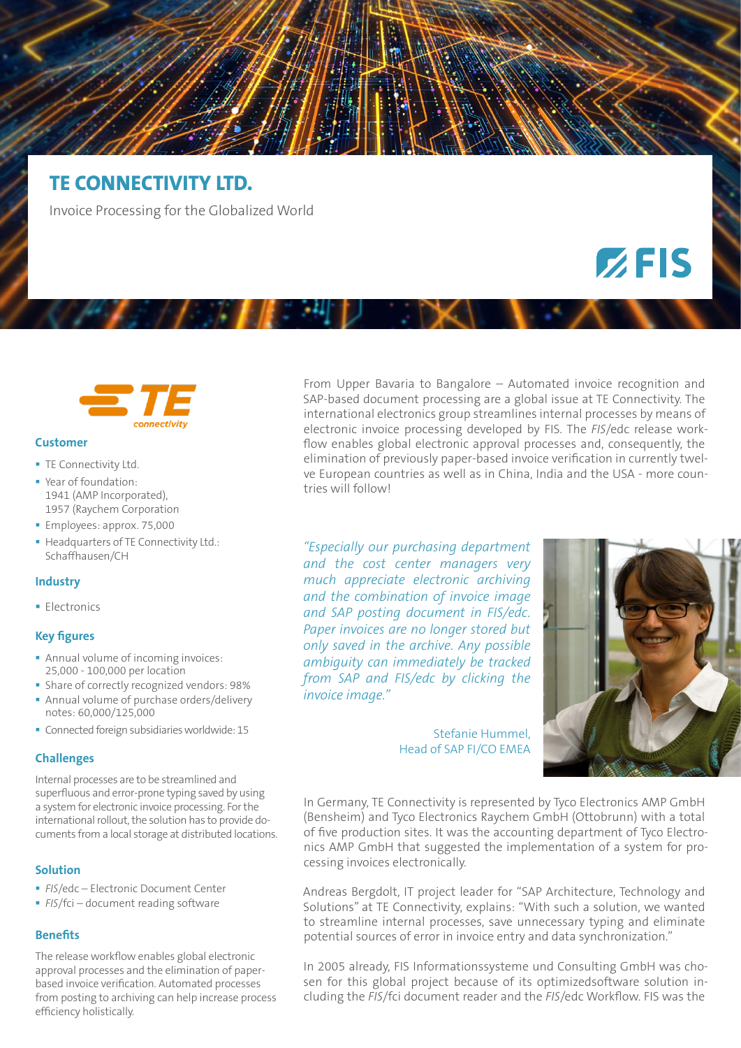# TE CONNECTIVITY LTD.

Invoice Processing for the Globalized World

### Customer

- TE Connectivity Ltd.
- Year of foundation: 1941 (AMP Incorporated), 1957 (Raychem Corporation
- Employees: approx. 75,000
- Headquarters of TE Connectivity Ltd.: Schaffhausen/CH

### Industry

- Electronics

### Key figures

- Annual volume of incoming invoices: 25,000 - 100,000 per location
- Share of correctly recognized vendors: 98%
- Annual volume of purchase orders/delivery notes: 60,000/125,000
- Connected foreign subsidiaries worldwide: 15

### Challenges

Internal processes are to be streamlined and superfluous and error-prone typing saved by using a system for electronic invoice processing. For the international rollout, the solution has to provide documents from a local storage at distributed locations.

### Solution

- *FIS*/edc – Electronic Document Center
- *FIS*/fci – document reading software

### Benefits

The release workflow enables global electronic approval processes and the elimination of paper-based invoice verification. Automated processes from posting to archiving can help increase process efficiency holistically.

From Upper Bavaria to Bangalore – Automated invoice recognition and SAP-based document processing are a global issue at TE Connectivity. The international electronics group streamlines internal processes by means of electronic invoice processing developed by FIS. The *FIS*/edc release workflow enables global electronic approval processes and, consequently, the elimination of previously paper-based invoice verification in currently twelve European countries as well as in China, India and the USA - more countries will follow!

*"Especially our purchasing department and the cost center managers very much appreciate electronic archiving and the combination of invoice image and SAP posting document in FIS/edc. Paper invoices are no longer stored but only saved in the archive. Any possible ambiguity can immediately be tracked from SAP and FIS/edc by clicking the invoice image."*

Stefanie Hummel,
Head of SAP FI/CO EMEA

In Germany, TE Connectivity is represented by Tyco Electronics AMP GmbH (Bensheim) and Tyco Electronics Raychem GmbH (Ottobrunn) with a total of five production sites. It was the accounting department of Tyco Electronics AMP GmbH that suggested the implementation of a system for processing invoices electronically.

Andreas Bergdolt, IT project leader for "SAP Architecture, Technology and Solutions" at TE Connectivity, explains: "With such a solution, we wanted to streamline internal processes, save unnecessary typing and eliminate potential sources of error in invoice entry and data synchronization."

In 2005 already, FIS Informationssysteme und Consulting GmbH was chosen for this global project because of its optimizedsoftware solution including the *FIS*/fci document reader and the *FIS*/edc Workflow. FIS was the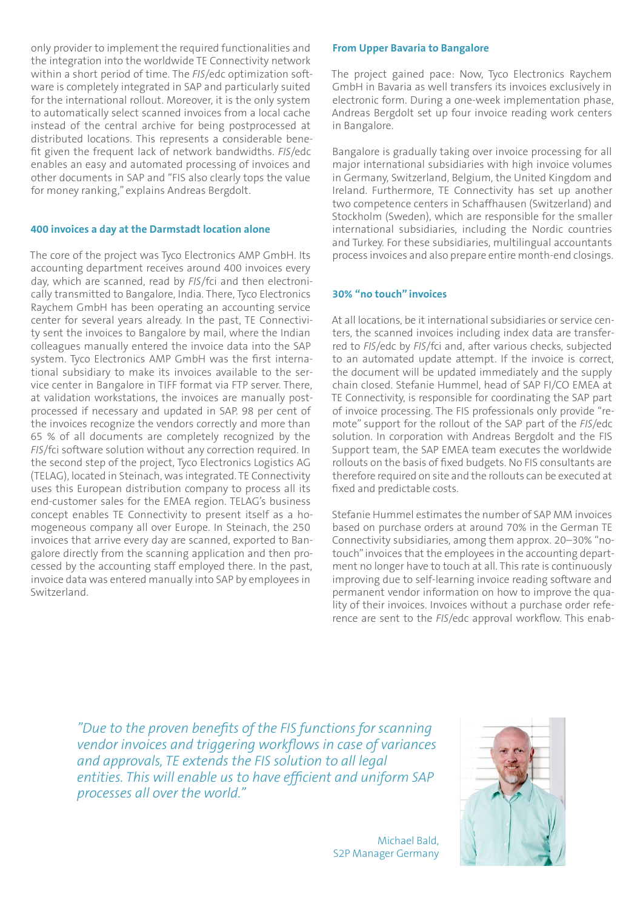only provider to implement the required functionalities and the integration into the worldwide TE Connectivity network within a short period of time. The *FIS*/edc optimization software is completely integrated in SAP and particularly suited for the international rollout. Moreover, it is the only system to automatically select scanned invoices from a local cache instead of the central archive for being postprocessed at distributed locations. This represents a considerable benefit given the frequent lack of network bandwidths. *FIS*/edc enables an easy and automated processing of invoices and other documents in SAP and "FIS also clearly tops the value for money ranking," explains Andreas Bergdolt.

## 400 invoices a day at the Darmstadt location alone

The core of the project was Tyco Electronics AMP GmbH. Its accounting department receives around 400 invoices every day, which are scanned, read by *FIS*/fci and then electronically transmitted to Bangalore, India. There, Tyco Electronics Raychem GmbH has been operating an accounting service center for several years already. In the past, TE Connectivity sent the invoices to Bangalore by mail, where the Indian colleagues manually entered the invoice data into the SAP system. Tyco Electronics AMP GmbH was the first international subsidiary to make its invoices available to the service center in Bangalore in TIFF format via FTP server. There, at validation workstations, the invoices are manually postprocessed if necessary and updated in SAP. 98 per cent of the invoices recognize the vendors correctly and more than 65 % of all documents are completely recognized by the *FIS*/fci software solution without any correction required. In the second step of the project, Tyco Electronics Logistics AG (TELAG), located in Steinach, was integrated. TE Connectivity uses this European distribution company to process all its end-customer sales for the EMEA region. TELAG's business concept enables TE Connectivity to present itself as a homogeneous company all over Europe. In Steinach, the 250 invoices that arrive every day are scanned, exported to Bangalore directly from the scanning application and then processed by the accounting staff employed there. In the past, invoice data was entered manually into SAP by employees in Switzerland.

## From Upper Bavaria to Bangalore

The project gained pace: Now, Tyco Electronics Raychem GmbH in Bavaria as well transfers its invoices exclusively in electronic form. During a one-week implementation phase, Andreas Bergdolt set up four invoice reading work centers in Bangalore.

Bangalore is gradually taking over invoice processing for all major international subsidiaries with high invoice volumes in Germany, Switzerland, Belgium, the United Kingdom and Ireland. Furthermore, TE Connectivity has set up another two competence centers in Schaffhausen (Switzerland) and Stockholm (Sweden), which are responsible for the smaller international subsidiaries, including the Nordic countries and Turkey. For these subsidiaries, multilingual accountants process invoices and also prepare entire month-end closings.

## 30% "no touch" invoices

At all locations, be it international subsidiaries or service centers, the scanned invoices including index data are transferred to *FIS*/edc by *FIS*/fci and, after various checks, subjected to an automated update attempt. If the invoice is correct, the document will be updated immediately and the supply chain closed. Stefanie Hummel, head of SAP FI/CO EMEA at TE Connectivity, is responsible for coordinating the SAP part of invoice processing. The FIS professionals only provide "remote" support for the rollout of the SAP part of the *FIS*/edc solution. In corporation with Andreas Bergdolt and the FIS Support team, the SAP EMEA team executes the worldwide rollouts on the basis of fixed budgets. No FIS consultants are therefore required on site and the rollouts can be executed at fixed and predictable costs.

Stefanie Hummel estimates the number of SAP MM invoices based on purchase orders at around 70% in the German TE Connectivity subsidiaries, among them approx. 20–30% "no-touch" invoices that the employees in the accounting department no longer have to touch at all. This rate is continuously improving due to self-learning invoice reading software and permanent vendor information on how to improve the quality of their invoices. Invoices without a purchase order reference are sent to the *FIS*/edc approval workflow. This enab-

*"Due to the proven benefits of the FIS functions for scanning vendor invoices and triggering workflows in case of variances and approvals, TE extends the FIS solution to all legal entities. This will enable us to have efficient and uniform SAP processes all over the world."*

Michael Bald,
S2P Manager Germany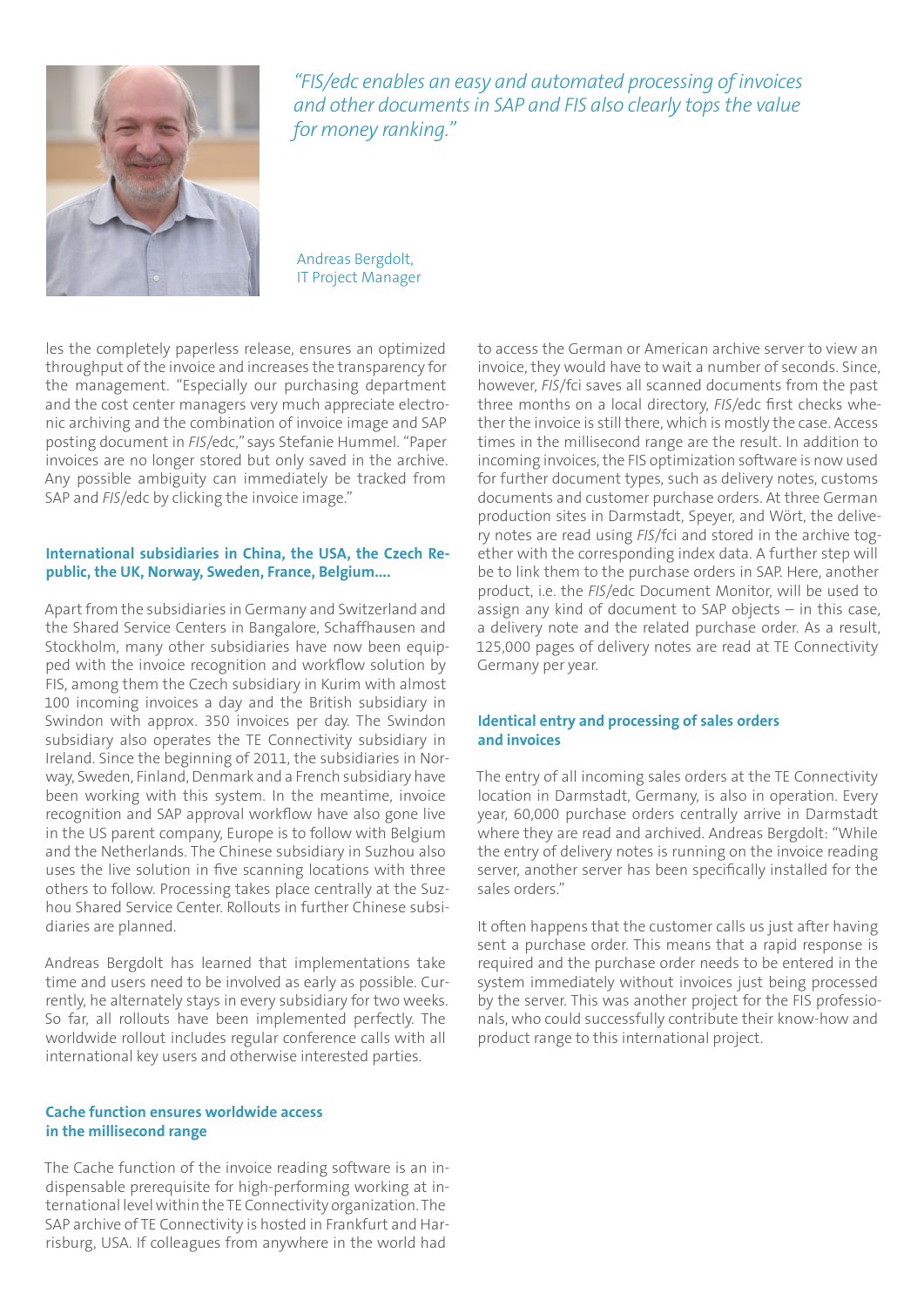*"FIS/edc enables an easy and automated processing of invoices and other documents in SAP and FIS also clearly tops the value for money ranking."*

Andreas Bergdolt,
IT Project Manager

les the completely paperless release, ensures an optimized throughput of the invoice and increases the transparency for the management. "Especially our purchasing department and the cost center managers very much appreciate electronic archiving and the combination of invoice image and SAP posting document in *FIS*/edc," says Stefanie Hummel. "Paper invoices are no longer stored but only saved in the archive. Any possible ambiguity can immediately be tracked from SAP and *FIS*/edc by clicking the invoice image."

### International subsidiaries in China, the USA, the Czech Republic, the UK, Norway, Sweden, France, Belgium....

Apart from the subsidiaries in Germany and Switzerland and the Shared Service Centers in Bangalore, Schaffhausen and Stockholm, many other subsidiaries have now been equipped with the invoice recognition and workflow solution by FIS, among them the Czech subsidiary in Kurim with almost 100 incoming invoices a day and the British subsidiary in Swindon with approx. 350 invoices per day. The Swindon subsidiary also operates the TE Connectivity subsidiary in Ireland. Since the beginning of 2011, the subsidiaries in Norway, Sweden, Finland, Denmark and a French subsidiary have been working with this system. In the meantime, invoice recognition and SAP approval workflow have also gone live in the US parent company, Europe is to follow with Belgium and the Netherlands. The Chinese subsidiary in Suzhou also uses the live solution in five scanning locations with three others to follow. Processing takes place centrally at the Suzhou Shared Service Center. Rollouts in further Chinese subsidiaries are planned.

Andreas Bergdolt has learned that implementations take time and users need to be involved as early as possible. Currently, he alternately stays in every subsidiary for two weeks. So far, all rollouts have been implemented perfectly. The worldwide rollout includes regular conference calls with all international key users and otherwise interested parties.

### Cache function ensures worldwide access in the millisecond range

The Cache function of the invoice reading software is an indispensable prerequisite for high-performing working at international level within the TE Connectivity organization. The SAP archive of TE Connectivity is hosted in Frankfurt and Harrisburg, USA. If colleagues from anywhere in the world had to access the German or American archive server to view an invoice, they would have to wait a number of seconds. Since, however, *FIS*/fci saves all scanned documents from the past three months on a local directory, *FIS*/edc first checks whether the invoice is still there, which is mostly the case. Access times in the millisecond range are the result. In addition to incoming invoices, the FIS optimization software is now used for further document types, such as delivery notes, customs documents and customer purchase orders. At three German production sites in Darmstadt, Speyer, and Wört, the delivery notes are read using *FIS*/fci and stored in the archive together with the corresponding index data. A further step will be to link them to the purchase orders in SAP. Here, another product, i.e. the *FIS*/edc Document Monitor, will be used to assign any kind of document to SAP objects – in this case, a delivery note and the related purchase order. As a result, 125,000 pages of delivery notes are read at TE Connectivity Germany per year.

### Identical entry and processing of sales orders and invoices

The entry of all incoming sales orders at the TE Connectivity location in Darmstadt, Germany, is also in operation. Every year, 60,000 purchase orders centrally arrive in Darmstadt where they are read and archived. Andreas Bergdolt: "While the entry of delivery notes is running on the invoice reading server, another server has been specifically installed for the sales orders."

It often happens that the customer calls us just after having sent a purchase order. This means that a rapid response is required and the purchase order needs to be entered in the system immediately without invoices just being processed by the server. This was another project for the FIS professionals, who could successfully contribute their know-how and product range to this international project.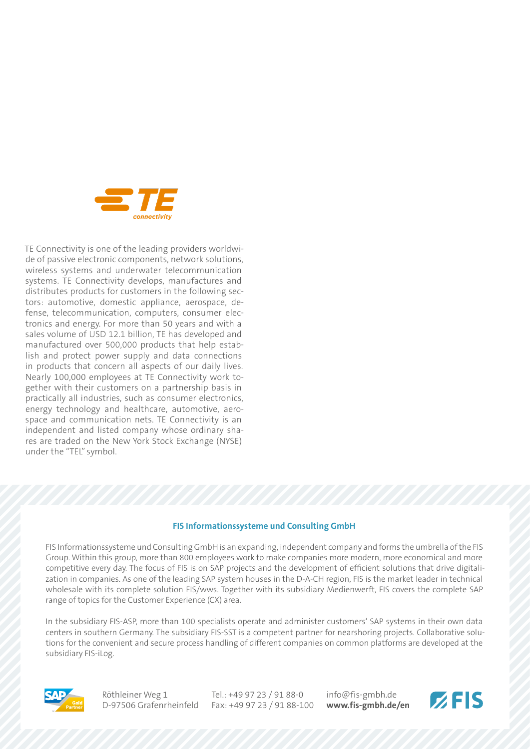TE connectivity

TE Connectivity is one of the leading providers worldwide of passive electronic components, network solutions, wireless systems and underwater telecommunication systems. TE Connectivity develops, manufactures and distributes products for customers in the following sectors: automotive, domestic appliance, aerospace, defense, telecommunication, computers, consumer electronics and energy. For more than 50 years and with a sales volume of USD 12.1 billion, TE has developed and manufactured over 500,000 products that help establish and protect power supply and data connections in products that concern all aspects of our daily lives. Nearly 100,000 employees at TE Connectivity work together with their customers on a partnership basis in practically all industries, such as consumer electronics, energy technology and healthcare, automotive, aerospace and communication nets. TE Connectivity is an independent and listed company whose ordinary shares are traded on the New York Stock Exchange (NYSE) under the "TEL" symbol.

**FIS Informationssysteme und Consulting GmbH**

FIS Informationssysteme und Consulting GmbH is an expanding, independent company and forms the umbrella of the FIS Group. Within this group, more than 800 employees work to make companies more modern, more economical and more competitive every day. The focus of FIS is on SAP projects and the development of efficient solutions that drive digitalization in companies. As one of the leading SAP system houses in the D-A-CH region, FIS is the market leader in technical wholesale with its complete solution FIS/wws. Together with its subsidiary Medienwerft, FIS covers the complete SAP range of topics for the Customer Experience (CX) area.

In the subsidiary FIS-ASP, more than 100 specialists operate and administer customers' SAP systems in their own data centers in southern Germany. The subsidiary FIS-SST is a competent partner for nearshoring projects. Collaborative solutions for the convenient and secure process handling of different companies on common platforms are developed at the subsidiary FIS-iLog.

SAP Gold Partner

Röthleiner Weg 1
D-97506 Grafenrheinfeld

Tel.: +49 97 23 / 91 88-0
Fax: +49 97 23 / 91 88-100

info@fis-gmbh.de
**www.fis-gmbh.de/en**

FIS